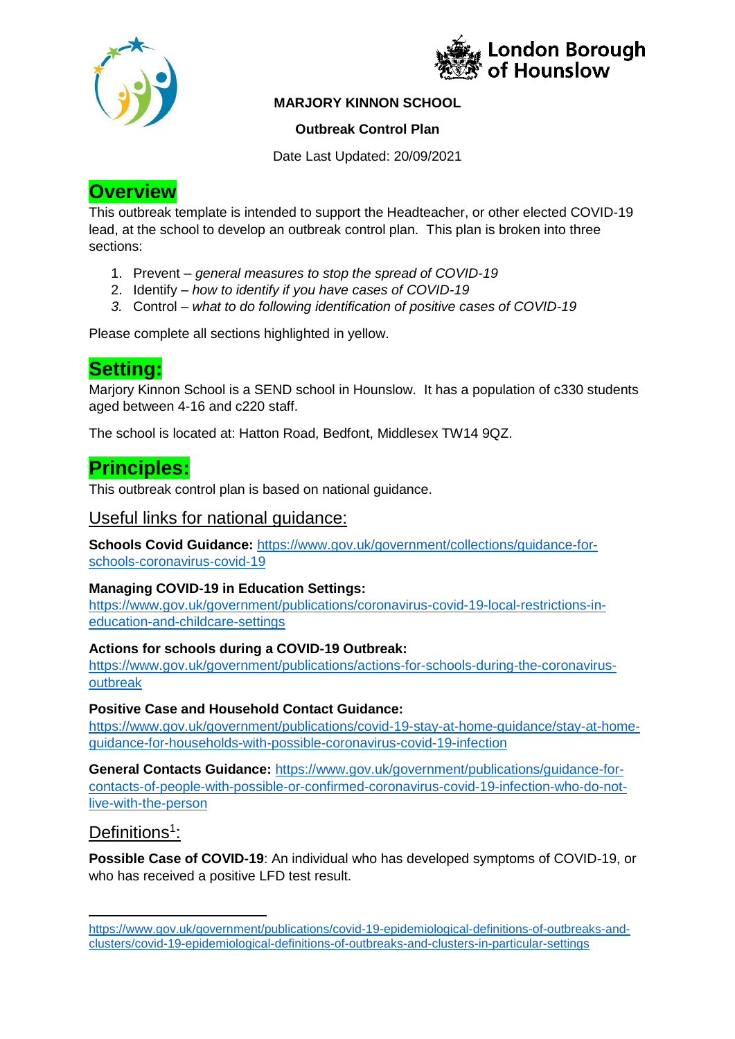London Borough of Hounslow

**MARJORY KINNON SCHOOL**

**Outbreak Control Plan**

Date Last Updated: 20/09/2021

# Overview

This outbreak template is intended to support the Headteacher, or other elected COVID-19 lead, at the school to develop an outbreak control plan. This plan is broken into three sections:

1. Prevent – *general measures to stop the spread of COVID-19*
2. Identify – *how to identify if you have cases of COVID-19*
3. Control – *what to do following identification of positive cases of COVID-19*

Please complete all sections highlighted in yellow.

# Setting:

Marjory Kinnon School is a SEND school in Hounslow. It has a population of c330 students aged between 4-16 and c220 staff.

The school is located at: Hatton Road, Bedfont, Middlesex TW14 9QZ.

# Principles:

This outbreak control plan is based on national guidance.

## Useful links for national guidance:

**Schools Covid Guidance:** https://www.gov.uk/government/collections/guidance-for-schools-coronavirus-covid-19

**Managing COVID-19 in Education Settings:**
https://www.gov.uk/government/publications/coronavirus-covid-19-local-restrictions-in-education-and-childcare-settings

**Actions for schools during a COVID-19 Outbreak:**
https://www.gov.uk/government/publications/actions-for-schools-during-the-coronavirus-outbreak

**Positive Case and Household Contact Guidance:**
https://www.gov.uk/government/publications/covid-19-stay-at-home-guidance/stay-at-home-guidance-for-households-with-possible-coronavirus-covid-19-infection

**General Contacts Guidance:** https://www.gov.uk/government/publications/guidance-for-contacts-of-people-with-possible-or-confirmed-coronavirus-covid-19-infection-who-do-not-live-with-the-person

## Definitions[1]:

**Possible Case of COVID-19**: An individual who has developed symptoms of COVID-19, or who has received a positive LFD test result.

---

[1] https://www.gov.uk/government/publications/covid-19-epidemiological-definitions-of-outbreaks-and-clusters/covid-19-epidemiological-definitions-of-outbreaks-and-clusters-in-particular-settings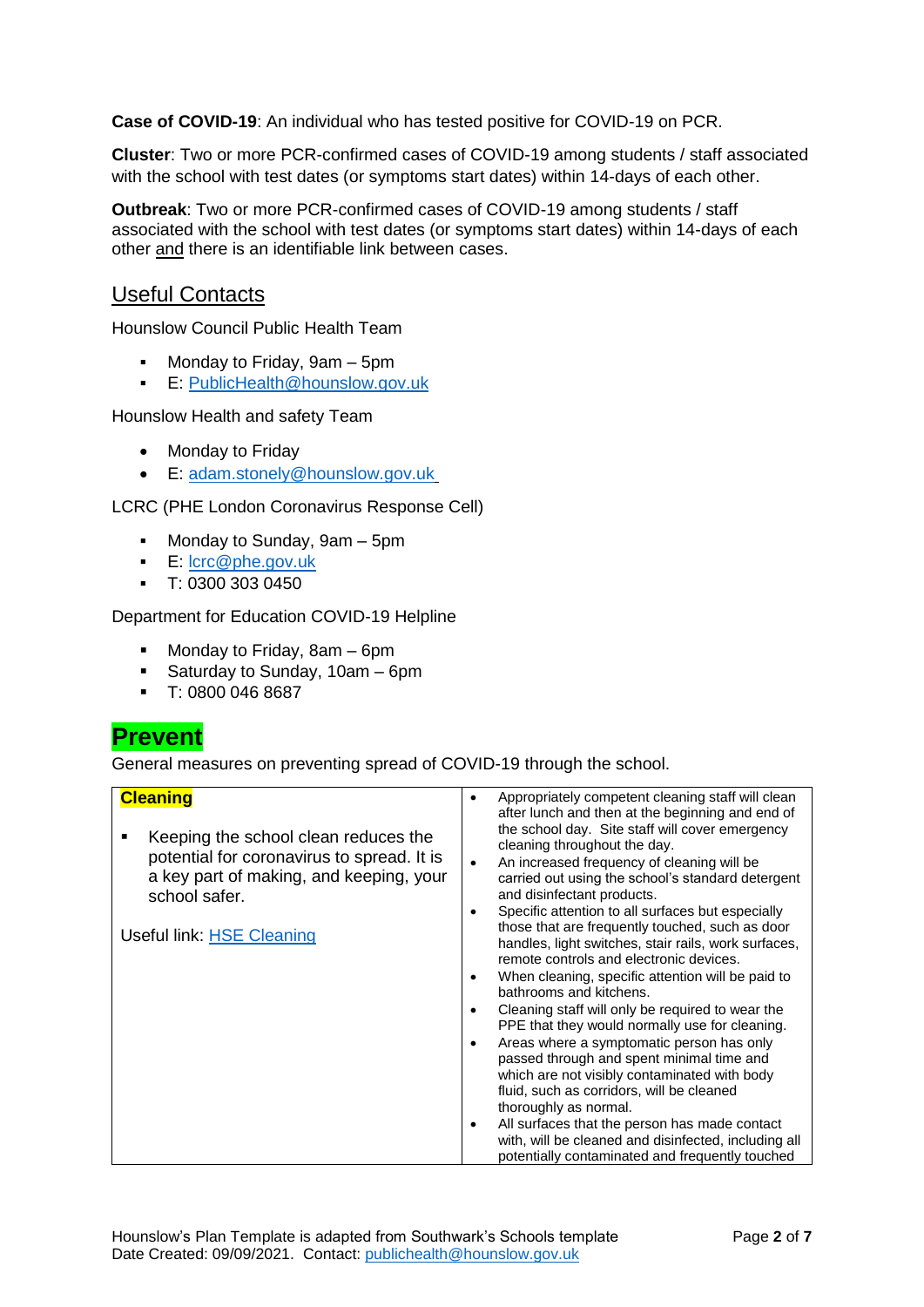**Case of COVID-19**: An individual who has tested positive for COVID-19 on PCR.

**Cluster**: Two or more PCR-confirmed cases of COVID-19 among students / staff associated with the school with test dates (or symptoms start dates) within 14-days of each other.

**Outbreak**: Two or more PCR-confirmed cases of COVID-19 among students / staff associated with the school with test dates (or symptoms start dates) within 14-days of each other and there is an identifiable link between cases.

## Useful Contacts

Hounslow Council Public Health Team

- Monday to Friday, 9am – 5pm
- E: PublicHealth@hounslow.gov.uk

Hounslow Health and safety Team

- Monday to Friday
- E: adam.stonely@hounslow.gov.uk

LCRC (PHE London Coronavirus Response Cell)

- Monday to Sunday, 9am – 5pm
- E: lcrc@phe.gov.uk
- T: 0300 303 0450

Department for Education COVID-19 Helpline

- Monday to Friday, 8am – 6pm
- Saturday to Sunday, 10am – 6pm
- T: 0800 046 8687

# Prevent

General measures on preventing spread of COVID-19 through the school.

| | |
|---|---|
| **Cleaning**<br><br>- Keeping the school clean reduces the potential for coronavirus to spread. It is a key part of making, and keeping, your school safer.<br><br>Useful link: HSE Cleaning | - Appropriately competent cleaning staff will clean after lunch and then at the beginning and end of the school day. Site staff will cover emergency cleaning throughout the day.<br>- An increased frequency of cleaning will be carried out using the school's standard detergent and disinfectant products.<br>- Specific attention to all surfaces but especially those that are frequently touched, such as door handles, light switches, stair rails, work surfaces, remote controls and electronic devices.<br>- When cleaning, specific attention will be paid to bathrooms and kitchens.<br>- Cleaning staff will only be required to wear the PPE that they would normally use for cleaning.<br>- Areas where a symptomatic person has only passed through and spent minimal time and which are not visibly contaminated with body fluid, such as corridors, will be cleaned thoroughly as normal.<br>- All surfaces that the person has made contact with, will be cleaned and disinfected, including all potentially contaminated and frequently touched |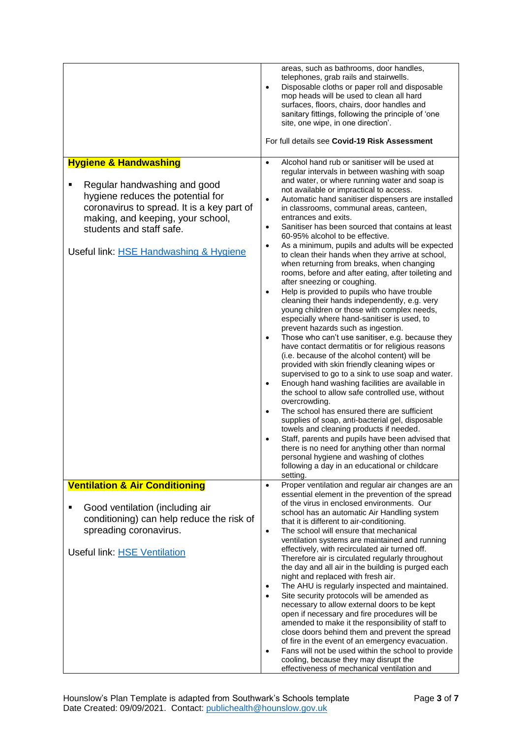| | |
|---|---|
| | areas, such as bathrooms, door handles, telephones, grab rails and stairwells.<br>• Disposable cloths or paper roll and disposable mop heads will be used to clean all hard surfaces, floors, chairs, door handles and sanitary fittings, following the principle of 'one site, one wipe, in one direction'.<br><br>For full details see **Covid-19 Risk Assessment** |
| **Hygiene & Handwashing**<br><br>▪ Regular handwashing and good hygiene reduces the potential for coronavirus to spread. It is a key part of making, and keeping, your school, students and staff safe.<br><br>Useful link: [HSE Handwashing & Hygiene] | • Alcohol hand rub or sanitiser will be used at regular intervals in between washing with soap and water, or where running water and soap is not available or impractical to access.<br>• Automatic hand sanitiser dispensers are installed in classrooms, communal areas, canteen, entrances and exits.<br>• Sanitiser has been sourced that contains at least 60-95% alcohol to be effective.<br>• As a minimum, pupils and adults will be expected to clean their hands when they arrive at school, when returning from breaks, when changing rooms, before and after eating, after toileting and after sneezing or coughing.<br>• Help is provided to pupils who have trouble cleaning their hands independently, e.g. very young children or those with complex needs, especially where hand-sanitiser is used, to prevent hazards such as ingestion.<br>• Those who can't use sanitiser, e.g. because they have contact dermatitis or for religious reasons (i.e. because of the alcohol content) will be provided with skin friendly cleaning wipes or supervised to go to a sink to use soap and water.<br>• Enough hand washing facilities are available in the school to allow safe controlled use, without overcrowding.<br>• The school has ensured there are sufficient supplies of soap, anti-bacterial gel, disposable towels and cleaning products if needed.<br>• Staff, parents and pupils have been advised that there is no need for anything other than normal personal hygiene and washing of clothes following a day in an educational or childcare setting. |
| **Ventilation & Air Conditioning**<br><br>▪ Good ventilation (including air conditioning) can help reduce the risk of spreading coronavirus.<br><br>Useful link: [HSE Ventilation] | • Proper ventilation and regular air changes are an essential element in the prevention of the spread of the virus in enclosed environments. Our school has an automatic Air Handling system that it is different to air-conditioning.<br>• The school will ensure that mechanical ventilation systems are maintained and running effectively, with recirculated air turned off. Therefore air is circulated regularly throughout the day and all air in the building is purged each night and replaced with fresh air.<br>• The AHU is regularly inspected and maintained.<br>• Site security protocols will be amended as necessary to allow external doors to be kept open if necessary and fire procedures will be amended to make it the responsibility of staff to close doors behind them and prevent the spread of fire in the event of an emergency evacuation.<br>• Fans will not be used within the school to provide cooling, because they may disrupt the effectiveness of mechanical ventilation and |

Hounslow's Plan Template is adapted from Southwark's Schools template
Date Created: 09/09/2021. Contact: publichealth@hounslow.gov.uk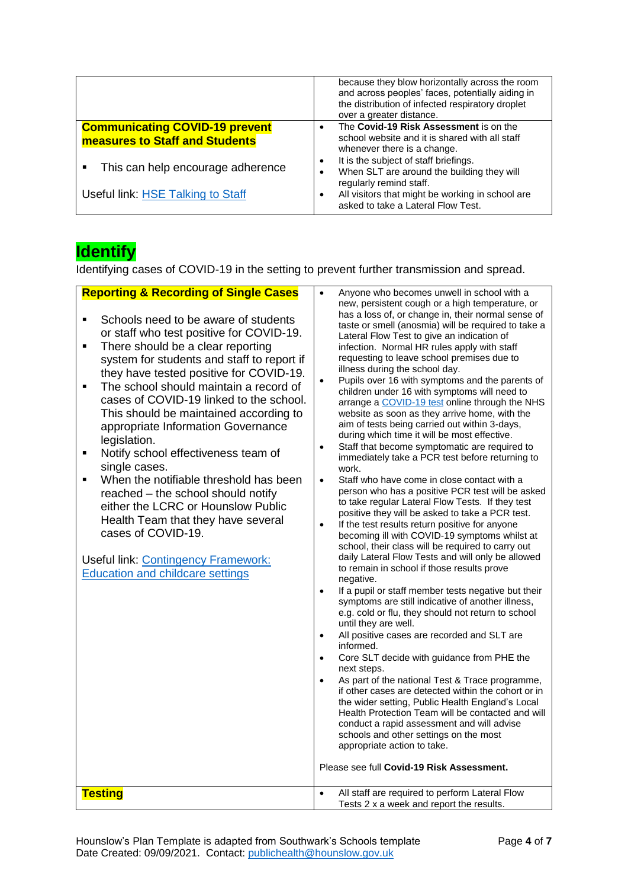| | |
|---|---|
| | because they blow horizontally across the room and across peoples' faces, potentially aiding in the distribution of infected respiratory droplet over a greater distance. |
| **Communicating COVID-19 prevent measures to Staff and Students**<br><br>▪ This can help encourage adherence<br><br>Useful link: [HSE Talking to Staff]() | • The **Covid-19 Risk Assessment** is on the school website and it is shared with all staff whenever there is a change.<br>• It is the subject of staff briefings.<br>• When SLT are around the building they will regularly remind staff.<br>• All visitors that might be working in school are asked to take a Lateral Flow Test. |

## Identify

Identifying cases of COVID-19 in the setting to prevent further transmission and spread.

| | |
|---|---|
| **Reporting & Recording of Single Cases**<br><br>▪ Schools need to be aware of students or staff who test positive for COVID-19.<br>▪ There should be a clear reporting system for students and staff to report if they have tested positive for COVID-19.<br>▪ The school should maintain a record of cases of COVID-19 linked to the school. This should be maintained according to appropriate Information Governance legislation.<br>▪ Notify school effectiveness team of single cases.<br>▪ When the notifiable threshold has been reached – the school should notify either the LCRC or Hounslow Public Health Team that they have several cases of COVID-19.<br><br>Useful link: [Contingency Framework: Education and childcare settings]() | • Anyone who becomes unwell in school with a new, persistent cough or a high temperature, or has a loss of, or change in, their normal sense of taste or smell (anosmia) will be required to take a Lateral Flow Test to give an indication of infection. Normal HR rules apply with staff requesting to leave school premises due to illness during the school day.<br>• Pupils over 16 with symptoms and the parents of children under 16 with symptoms will need to arrange a [COVID-19 test]() online through the NHS website as soon as they arrive home, with the aim of tests being carried out within 3-days, during which time it will be most effective.<br>• Staff that become symptomatic are required to immediately take a PCR test before returning to work.<br>• Staff who have come in close contact with a person who has a positive PCR test will be asked to take regular Lateral Flow Tests. If they test positive they will be asked to take a PCR test.<br>• If the test results return positive for anyone becoming ill with COVID-19 symptoms whilst at school, their class will be required to carry out daily Lateral Flow Tests and will only be allowed to remain in school if those results prove negative.<br>• If a pupil or staff member tests negative but their symptoms are still indicative of another illness, e.g. cold or flu, they should not return to school until they are well.<br>• All positive cases are recorded and SLT are informed.<br>• Core SLT decide with guidance from PHE the next steps.<br>• As part of the national Test & Trace programme, if other cases are detected within the cohort or in the wider setting, Public Health England's Local Health Protection Team will be contacted and will conduct a rapid assessment and will advise schools and other settings on the most appropriate action to take.<br><br>Please see full **Covid-19 Risk Assessment.** |
| **Testing** | • All staff are required to perform Lateral Flow Tests 2 x a week and report the results. |

Hounslow's Plan Template is adapted from Southwark's Schools template
Date Created: 09/09/2021. Contact: publichealth@hounslow.gov.uk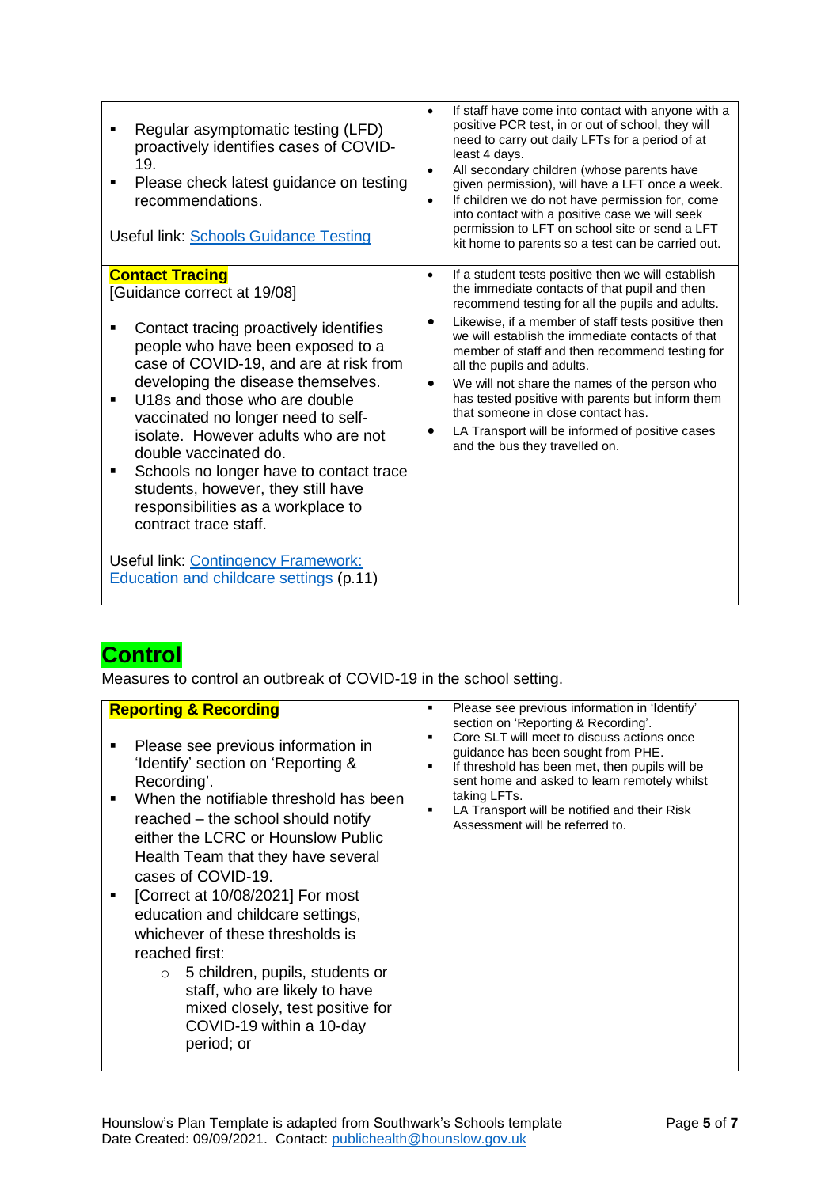| | |
|---|---|
| ▪ Regular asymptomatic testing (LFD) proactively identifies cases of COVID-19.<br>▪ Please check latest guidance on testing recommendations.<br><br>Useful link: [Schools Guidance Testing]() | • If staff have come into contact with anyone with a positive PCR test, in or out of school, they will need to carry out daily LFTs for a period of at least 4 days.<br>• All secondary children (whose parents have given permission), will have a LFT once a week.<br>• If children we do not have permission for, come into contact with a positive case we will seek permission to LFT on school site or send a LFT kit home to parents so a test can be carried out. |
| **Contact Tracing**<br>[Guidance correct at 19/08]<br><br>▪ Contact tracing proactively identifies people who have been exposed to a case of COVID-19, and are at risk from developing the disease themselves.<br>▪ U18s and those who are double vaccinated no longer need to self-isolate. However adults who are not double vaccinated do.<br>▪ Schools no longer have to contact trace students, however, they still have responsibilities as a workplace to contract trace staff.<br><br>Useful link: [Contingency Framework: Education and childcare settings]() (p.11) | • If a student tests positive then we will establish the immediate contacts of that pupil and then recommend testing for all the pupils and adults.<br>• Likewise, if a member of staff tests positive then we will establish the immediate contacts of that member of staff and then recommend testing for all the pupils and adults.<br>• We will not share the names of the person who has tested positive with parents but inform them that someone in close contact has.<br>• LA Transport will be informed of positive cases and the bus they travelled on. |

# Control

Measures to control an outbreak of COVID-19 in the school setting.

| | |
|---|---|
| **Reporting & Recording**<br><br>▪ Please see previous information in 'Identify' section on 'Reporting & Recording'.<br>▪ When the notifiable threshold has been reached – the school should notify either the LCRC or Hounslow Public Health Team that they have several cases of COVID-19.<br>▪ [Correct at 10/08/2021] For most education and childcare settings, whichever of these thresholds is reached first:<br>&nbsp;&nbsp;&nbsp;&nbsp;○ 5 children, pupils, students or staff, who are likely to have mixed closely, test positive for COVID-19 within a 10-day period; or | ▪ Please see previous information in 'Identify' section on 'Reporting & Recording'.<br>▪ Core SLT will meet to discuss actions once guidance has been sought from PHE.<br>▪ If threshold has been met, then pupils will be sent home and asked to learn remotely whilst taking LFTs.<br>▪ LA Transport will be notified and their Risk Assessment will be referred to. |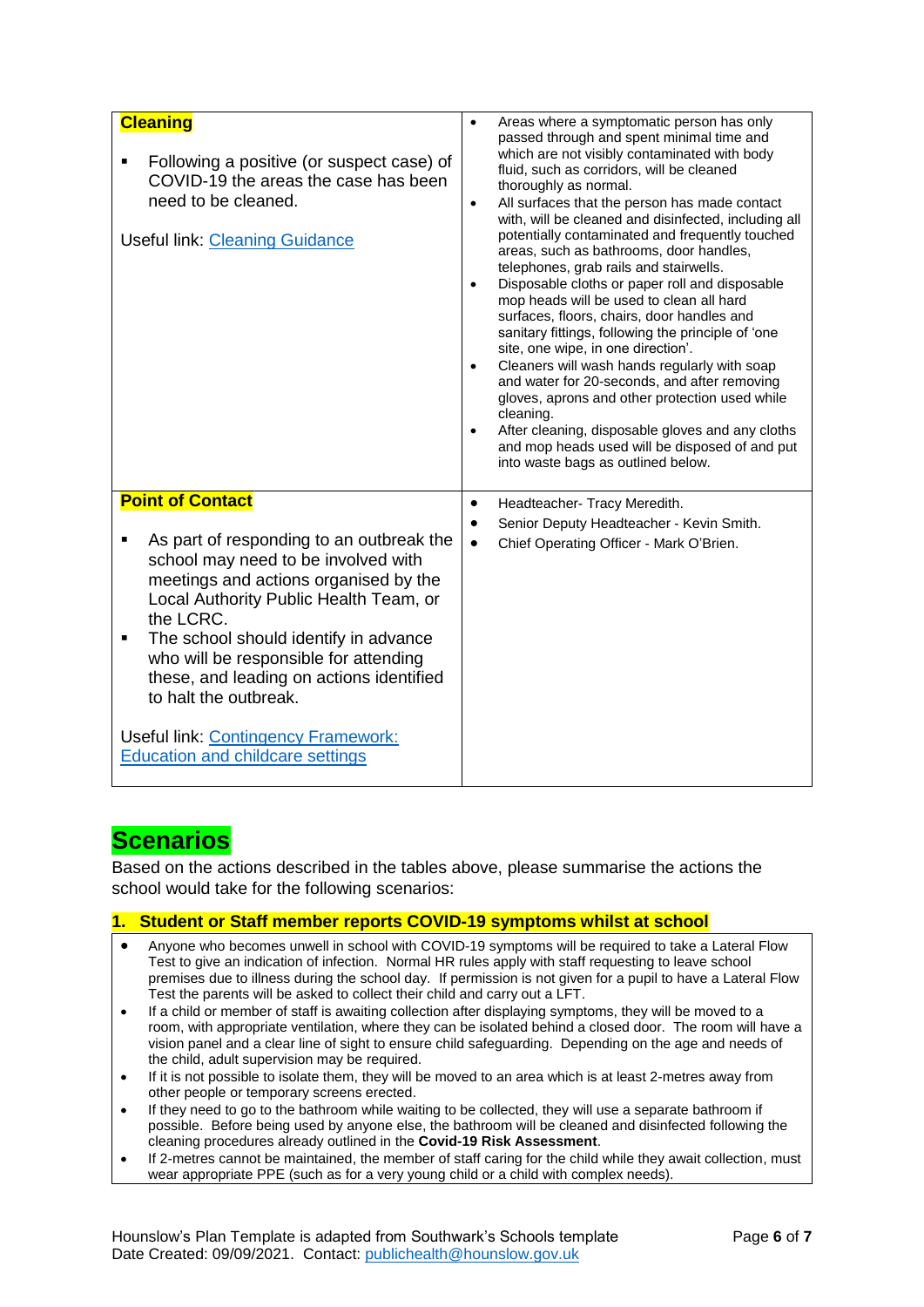| | |
|---|---|
| **Cleaning**<br><br>▪ Following a positive (or suspect case) of COVID-19 the areas the case has been need to be cleaned.<br><br>Useful link: [Cleaning Guidance]() | • Areas where a symptomatic person has only passed through and spent minimal time and which are not visibly contaminated with body fluid, such as corridors, will be cleaned thoroughly as normal.<br>• All surfaces that the person has made contact with, will be cleaned and disinfected, including all potentially contaminated and frequently touched areas, such as bathrooms, door handles, telephones, grab rails and stairwells.<br>• Disposable cloths or paper roll and disposable mop heads will be used to clean all hard surfaces, floors, chairs, door handles and sanitary fittings, following the principle of 'one site, one wipe, in one direction'.<br>• Cleaners will wash hands regularly with soap and water for 20-seconds, and after removing gloves, aprons and other protection used while cleaning.<br>• After cleaning, disposable gloves and any cloths and mop heads used will be disposed of and put into waste bags as outlined below. |
| **Point of Contact**<br><br>▪ As part of responding to an outbreak the school may need to be involved with meetings and actions organised by the Local Authority Public Health Team, or the LCRC.<br>▪ The school should identify in advance who will be responsible for attending these, and leading on actions identified to halt the outbreak.<br><br>Useful link: [Contingency Framework: Education and childcare settings]() | • Headteacher- Tracy Meredith.<br>• Senior Deputy Headteacher - Kevin Smith.<br>• Chief Operating Officer - Mark O'Brien. |

# Scenarios

Based on the actions described in the tables above, please summarise the actions the school would take for the following scenarios:

## 1. Student or Staff member reports COVID-19 symptoms whilst at school

- Anyone who becomes unwell in school with COVID-19 symptoms will be required to take a Lateral Flow Test to give an indication of infection. Normal HR rules apply with staff requesting to leave school premises due to illness during the school day. If permission is not given for a pupil to have a Lateral Flow Test the parents will be asked to collect their child and carry out a LFT.
- If a child or member of staff is awaiting collection after displaying symptoms, they will be moved to a room, with appropriate ventilation, where they can be isolated behind a closed door. The room will have a vision panel and a clear line of sight to ensure child safeguarding. Depending on the age and needs of the child, adult supervision may be required.
- If it is not possible to isolate them, they will be moved to an area which is at least 2-metres away from other people or temporary screens erected.
- If they need to go to the bathroom while waiting to be collected, they will use a separate bathroom if possible. Before being used by anyone else, the bathroom will be cleaned and disinfected following the cleaning procedures already outlined in the **Covid-19 Risk Assessment**.
- If 2-metres cannot be maintained, the member of staff caring for the child while they await collection, must wear appropriate PPE (such as for a very young child or a child with complex needs).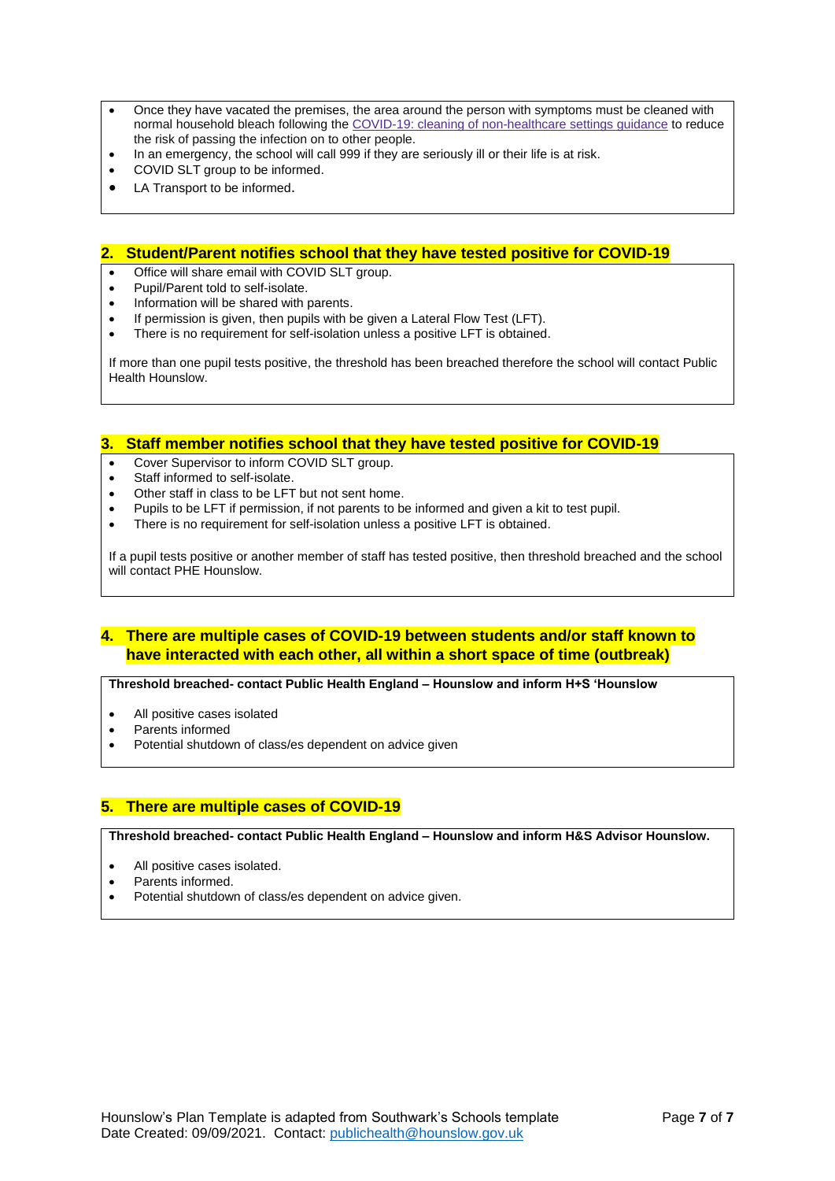- Once they have vacated the premises, the area around the person with symptoms must be cleaned with normal household bleach following the [COVID-19: cleaning of non-healthcare settings guidance](#) to reduce the risk of passing the infection on to other people.
- In an emergency, the school will call 999 if they are seriously ill or their life is at risk.
- COVID SLT group to be informed.
- LA Transport to be informed.

## 2. Student/Parent notifies school that they have tested positive for COVID-19

- Office will share email with COVID SLT group.
- Pupil/Parent told to self-isolate.
- Information will be shared with parents.
- If permission is given, then pupils with be given a Lateral Flow Test (LFT).
- There is no requirement for self-isolation unless a positive LFT is obtained.

If more than one pupil tests positive, the threshold has been breached therefore the school will contact Public Health Hounslow.

## 3. Staff member notifies school that they have tested positive for COVID-19

- Cover Supervisor to inform COVID SLT group.
- Staff informed to self-isolate.
- Other staff in class to be LFT but not sent home.
- Pupils to be LFT if permission, if not parents to be informed and given a kit to test pupil.
- There is no requirement for self-isolation unless a positive LFT is obtained.

If a pupil tests positive or another member of staff has tested positive, then threshold breached and the school will contact PHE Hounslow.

## 4. There are multiple cases of COVID-19 between students and/or staff known to have interacted with each other, all within a short space of time (outbreak)

**Threshold breached- contact Public Health England – Hounslow and inform H+S 'Hounslow**

- All positive cases isolated
- Parents informed
- Potential shutdown of class/es dependent on advice given

## 5. There are multiple cases of COVID-19

**Threshold breached- contact Public Health England – Hounslow and inform H&S Advisor Hounslow.**

- All positive cases isolated.
- Parents informed.
- Potential shutdown of class/es dependent on advice given.

Hounslow's Plan Template is adapted from Southwark's Schools template
Date Created: 09/09/2021. Contact: publichealth@hounslow.gov.uk